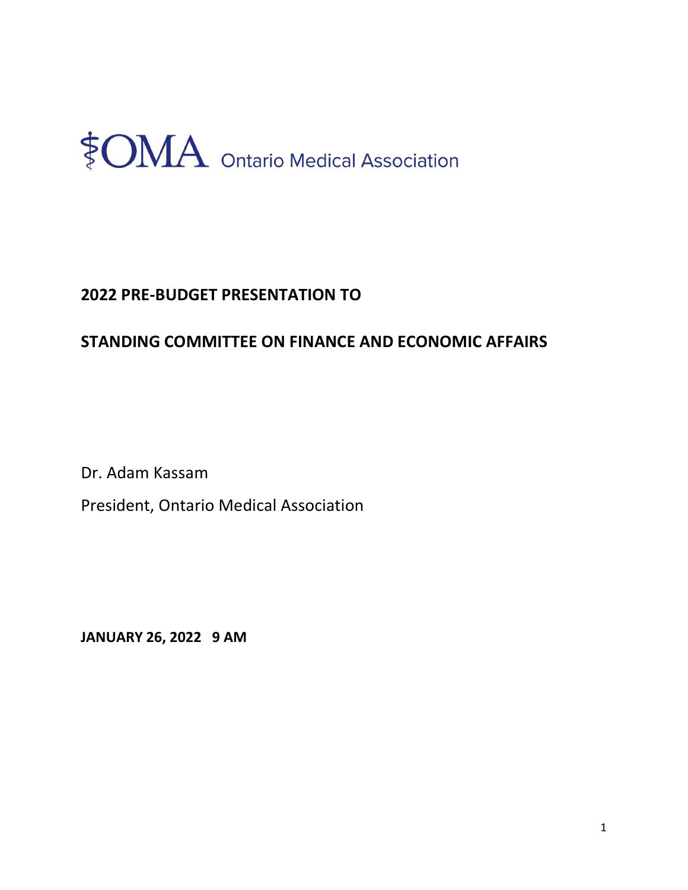OMA Ontario Medical Association

**2022 PRE-BUDGET PRESENTATION TO**

**STANDING COMMITTEE ON FINANCE AND ECONOMIC AFFAIRS**

Dr. Adam Kassam

President, Ontario Medical Association

**JANUARY 26, 2022 9 AM**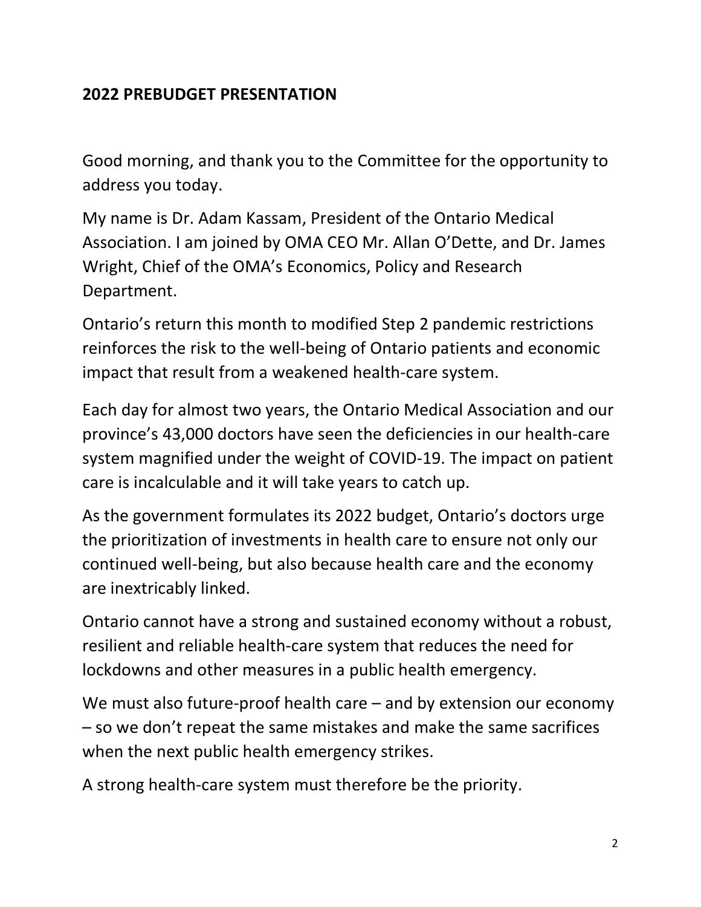## 2022 PREBUDGET PRESENTATION

Good morning, and thank you to the Committee for the opportunity to address you today.

My name is Dr. Adam Kassam, President of the Ontario Medical Association. I am joined by OMA CEO Mr. Allan O'Dette, and Dr. James Wright, Chief of the OMA's Economics, Policy and Research Department.

Ontario's return this month to modified Step 2 pandemic restrictions reinforces the risk to the well-being of Ontario patients and economic impact that result from a weakened health-care system.

Each day for almost two years, the Ontario Medical Association and our province's 43,000 doctors have seen the deficiencies in our health-care system magnified under the weight of COVID-19. The impact on patient care is incalculable and it will take years to catch up.

As the government formulates its 2022 budget, Ontario's doctors urge the prioritization of investments in health care to ensure not only our continued well-being, but also because health care and the economy are inextricably linked.

Ontario cannot have a strong and sustained economy without a robust, resilient and reliable health-care system that reduces the need for lockdowns and other measures in a public health emergency.

We must also future-proof health care – and by extension our economy – so we don't repeat the same mistakes and make the same sacrifices when the next public health emergency strikes.

A strong health-care system must therefore be the priority.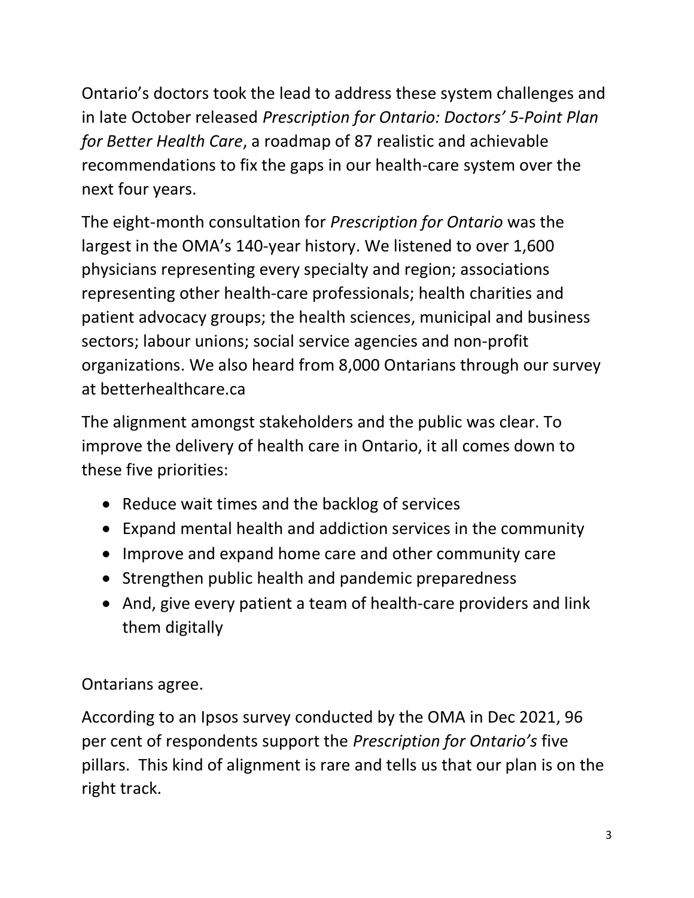Ontario's doctors took the lead to address these system challenges and in late October released *Prescription for Ontario: Doctors' 5-Point Plan for Better Health Care*, a roadmap of 87 realistic and achievable recommendations to fix the gaps in our health-care system over the next four years.

The eight-month consultation for *Prescription for Ontario* was the largest in the OMA's 140-year history. We listened to over 1,600 physicians representing every specialty and region; associations representing other health-care professionals; health charities and patient advocacy groups; the health sciences, municipal and business sectors; labour unions; social service agencies and non-profit organizations. We also heard from 8,000 Ontarians through our survey at betterhealthcare.ca

The alignment amongst stakeholders and the public was clear. To improve the delivery of health care in Ontario, it all comes down to these five priorities:

- Reduce wait times and the backlog of services
- Expand mental health and addiction services in the community
- Improve and expand home care and other community care
- Strengthen public health and pandemic preparedness
- And, give every patient a team of health-care providers and link them digitally

Ontarians agree.

According to an Ipsos survey conducted by the OMA in Dec 2021, 96 per cent of respondents support the *Prescription for Ontario's* five pillars. This kind of alignment is rare and tells us that our plan is on the right track.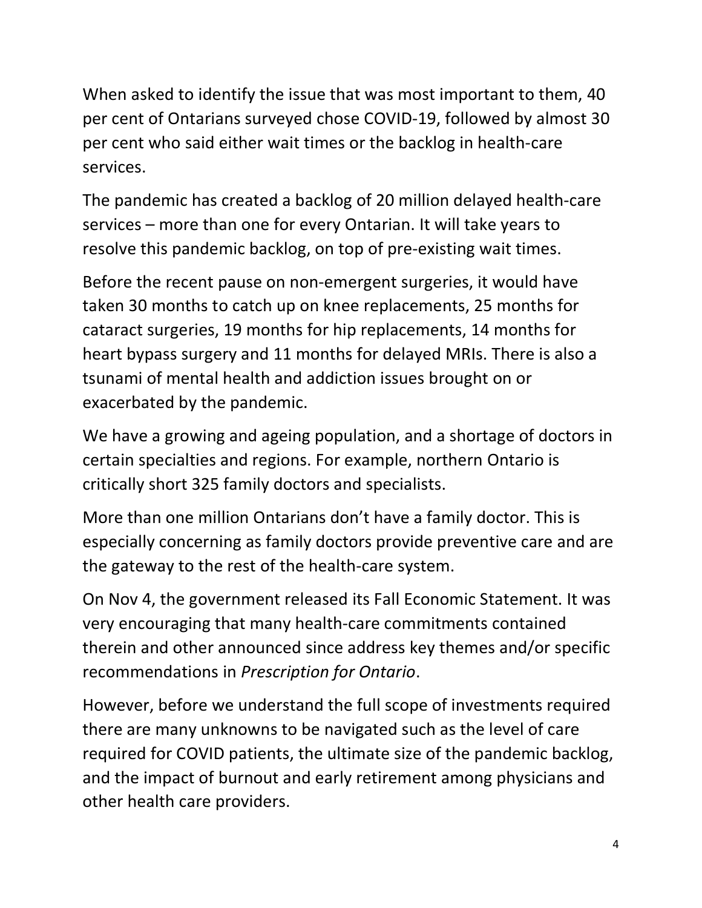When asked to identify the issue that was most important to them, 40 per cent of Ontarians surveyed chose COVID-19, followed by almost 30 per cent who said either wait times or the backlog in health-care services.

The pandemic has created a backlog of 20 million delayed health-care services – more than one for every Ontarian. It will take years to resolve this pandemic backlog, on top of pre-existing wait times.

Before the recent pause on non-emergent surgeries, it would have taken 30 months to catch up on knee replacements, 25 months for cataract surgeries, 19 months for hip replacements, 14 months for heart bypass surgery and 11 months for delayed MRIs. There is also a tsunami of mental health and addiction issues brought on or exacerbated by the pandemic.

We have a growing and ageing population, and a shortage of doctors in certain specialties and regions. For example, northern Ontario is critically short 325 family doctors and specialists.

More than one million Ontarians don't have a family doctor. This is especially concerning as family doctors provide preventive care and are the gateway to the rest of the health-care system.

On Nov 4, the government released its Fall Economic Statement. It was very encouraging that many health-care commitments contained therein and other announced since address key themes and/or specific recommendations in *Prescription for Ontario*.

However, before we understand the full scope of investments required there are many unknowns to be navigated such as the level of care required for COVID patients, the ultimate size of the pandemic backlog, and the impact of burnout and early retirement among physicians and other health care providers.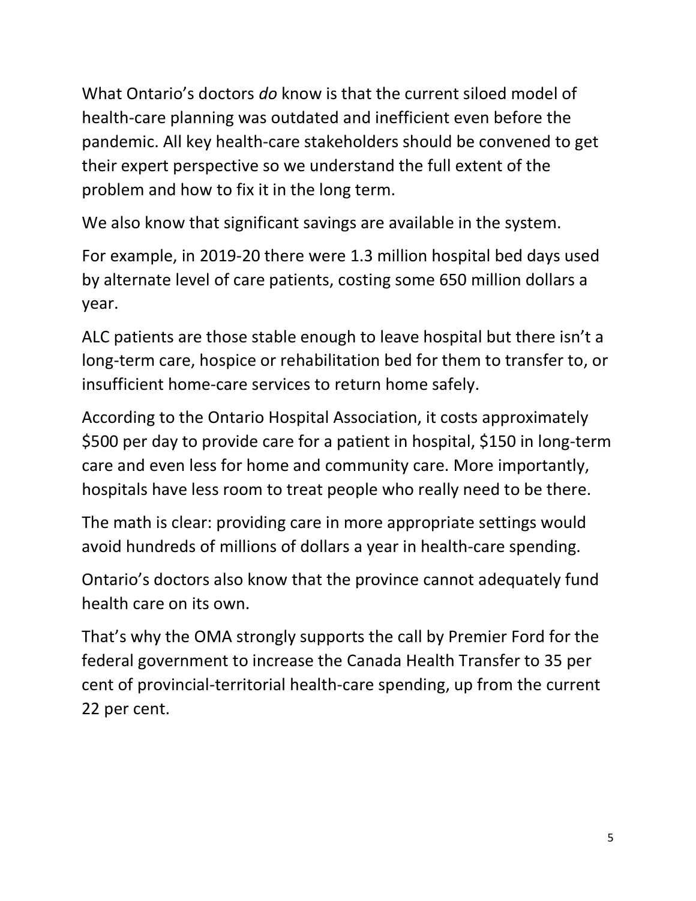What Ontario's doctors *do* know is that the current siloed model of health-care planning was outdated and inefficient even before the pandemic. All key health-care stakeholders should be convened to get their expert perspective so we understand the full extent of the problem and how to fix it in the long term.

We also know that significant savings are available in the system.

For example, in 2019-20 there were 1.3 million hospital bed days used by alternate level of care patients, costing some 650 million dollars a year.

ALC patients are those stable enough to leave hospital but there isn't a long-term care, hospice or rehabilitation bed for them to transfer to, or insufficient home-care services to return home safely.

According to the Ontario Hospital Association, it costs approximately $500 per day to provide care for a patient in hospital, $150 in long-term care and even less for home and community care. More importantly, hospitals have less room to treat people who really need to be there.

The math is clear: providing care in more appropriate settings would avoid hundreds of millions of dollars a year in health-care spending.

Ontario's doctors also know that the province cannot adequately fund health care on its own.

That's why the OMA strongly supports the call by Premier Ford for the federal government to increase the Canada Health Transfer to 35 per cent of provincial-territorial health-care spending, up from the current 22 per cent.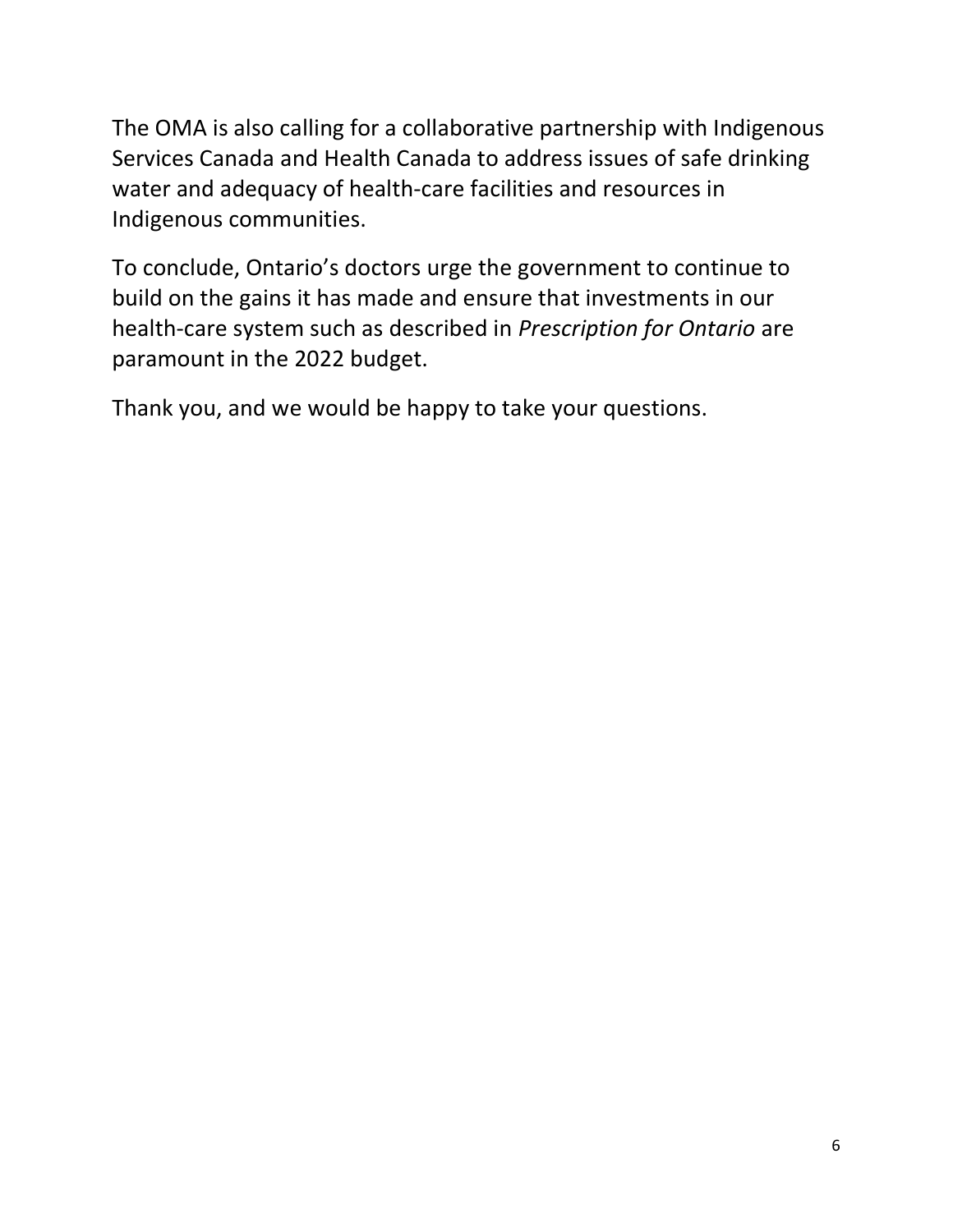The OMA is also calling for a collaborative partnership with Indigenous Services Canada and Health Canada to address issues of safe drinking water and adequacy of health-care facilities and resources in Indigenous communities.

To conclude, Ontario's doctors urge the government to continue to build on the gains it has made and ensure that investments in our health-care system such as described in *Prescription for Ontario* are paramount in the 2022 budget.

Thank you, and we would be happy to take your questions.